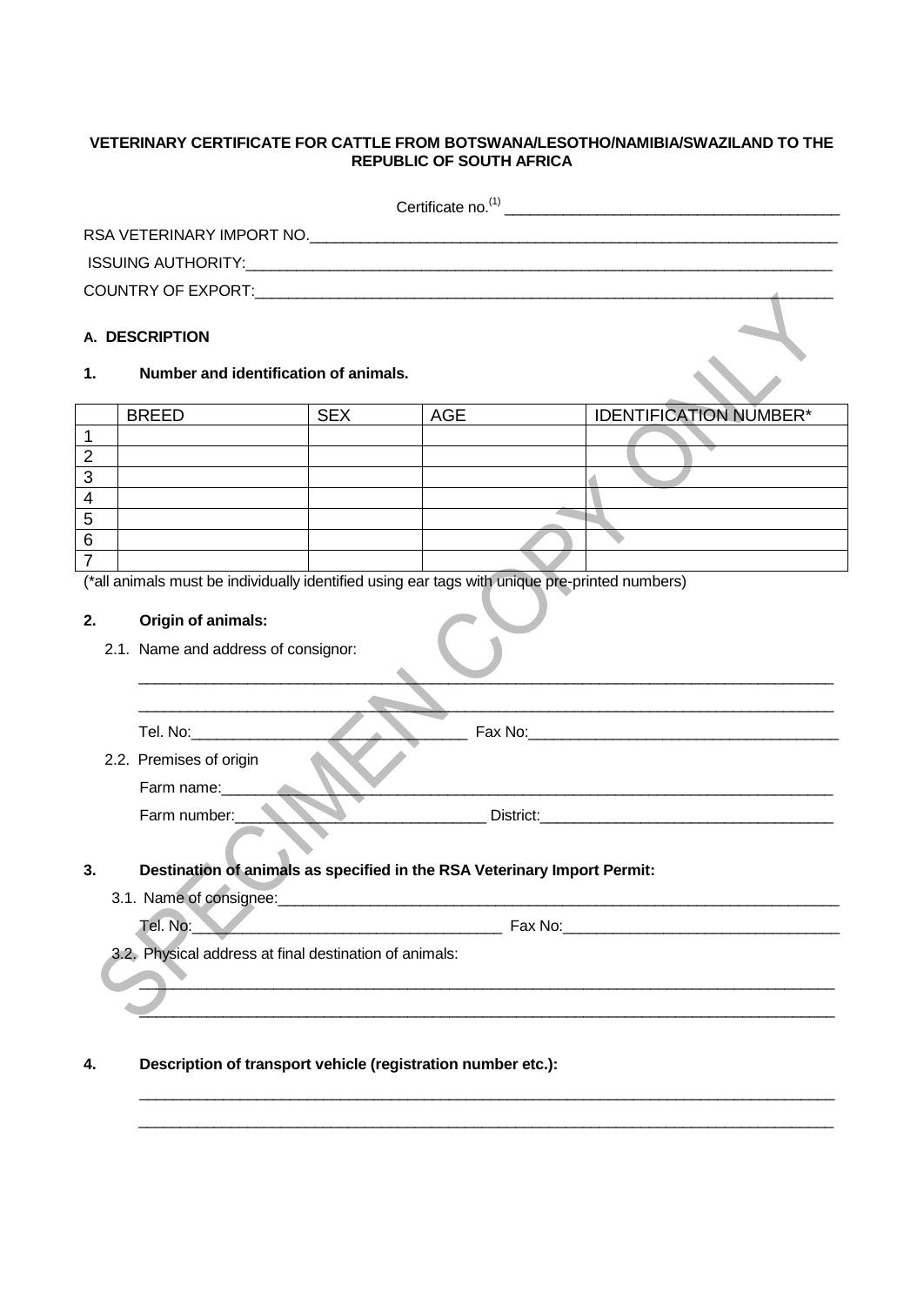**VETERINARY CERTIFICATE FOR CATTLE FROM BOTSWANA/LESOTHO/NAMIBIA/SWAZILAND TO THE REPUBLIC OF SOUTH AFRICA**

Certificate no.[1] ________________________________________

RSA VETERINARY IMPORT NO.____________________________________________________________________

ISSUING AUTHORITY:__________________________________________________________________________

COUNTRY OF EXPORT:_________________________________________________________________________

**A. DESCRIPTION**

**1. Number and identification of animals.**

| | BREED | SEX | AGE | IDENTIFICATION NUMBER* |
|---|---|---|---|---|
| 1 | | | | |
| 2 | | | | |
| 3 | | | | |
| 4 | | | | |
| 5 | | | | |
| 6 | | | | |
| 7 | | | | |

(*all animals must be individually identified using ear tags with unique pre-printed numbers)

**2. Origin of animals:**

2.1. Name and address of consignor:

_______________________________________________________________________________________

_______________________________________________________________________________________

Tel. No:__________________________________ Fax No:_____________________________________

2.2. Premises of origin

Farm name:_____________________________________________________________________________

Farm number:______________________________ District:___________________________________

**3. Destination of animals as specified in the RSA Veterinary Import Permit:**

3.1. Name of consignee:_______________________________________________________________________

Tel. No:_____________________________________ Fax No:_________________________________

3.2. Physical address at final destination of animals:

_______________________________________________________________________________________

_______________________________________________________________________________________

**4. Description of transport vehicle (registration number etc.):**

_______________________________________________________________________________________

_______________________________________________________________________________________

SPECIMEN COPY ONLY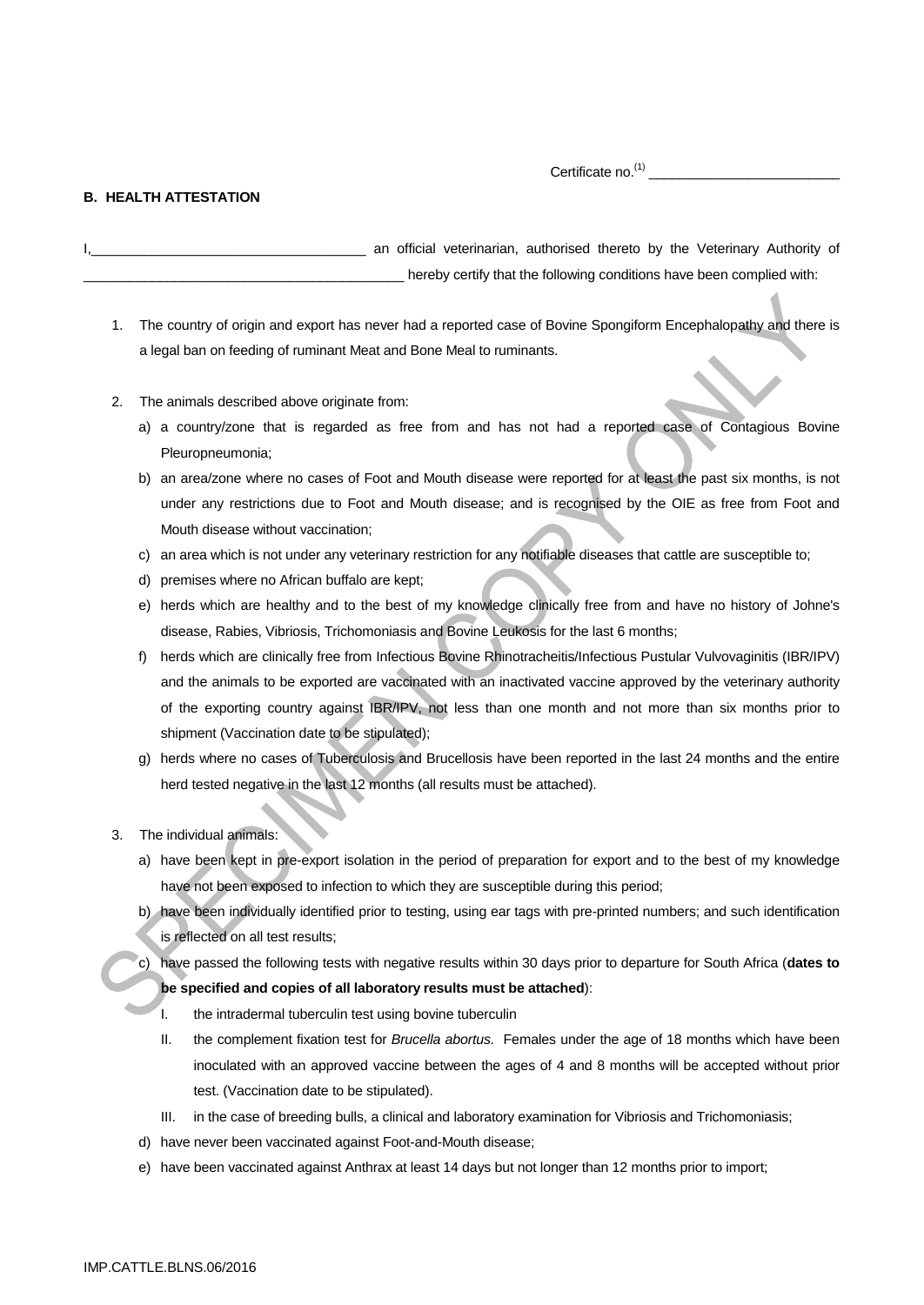Certificate no.[1] ________________________

**B. HEALTH ATTESTATION**

I,____________________________________ an official veterinarian, authorised thereto by the Veterinary Authority of ____________________________________________ hereby certify that the following conditions have been complied with:

1. The country of origin and export has never had a reported case of Bovine Spongiform Encephalopathy and there is a legal ban on feeding of ruminant Meat and Bone Meal to ruminants.

2. The animals described above originate from:
   a) a country/zone that is regarded as free from and has not had a reported case of Contagious Bovine Pleuropneumonia;
   b) an area/zone where no cases of Foot and Mouth disease were reported for at least the past six months, is not under any restrictions due to Foot and Mouth disease; and is recognised by the OIE as free from Foot and Mouth disease without vaccination;
   c) an area which is not under any veterinary restriction for any notifiable diseases that cattle are susceptible to;
   d) premises where no African buffalo are kept;
   e) herds which are healthy and to the best of my knowledge clinically free from and have no history of Johne's disease, Rabies, Vibriosis, Trichomoniasis and Bovine Leukosis for the last 6 months;
   f) herds which are clinically free from Infectious Bovine Rhinotracheitis/Infectious Pustular Vulvovaginitis (IBR/IPV) and the animals to be exported are vaccinated with an inactivated vaccine approved by the veterinary authority of the exporting country against IBR/IPV, not less than one month and not more than six months prior to shipment (Vaccination date to be stipulated);
   g) herds where no cases of Tuberculosis and Brucellosis have been reported in the last 24 months and the entire herd tested negative in the last 12 months (all results must be attached).

3. The individual animals:
   a) have been kept in pre-export isolation in the period of preparation for export and to the best of my knowledge have not been exposed to infection to which they are susceptible during this period;
   b) have been individually identified prior to testing, using ear tags with pre-printed numbers; and such identification is reflected on all test results;
   c) have passed the following tests with negative results within 30 days prior to departure for South Africa (**dates to be specified and copies of all laboratory results must be attached**):
      I. the intradermal tuberculin test using bovine tuberculin
      II. the complement fixation test for *Brucella abortus.* Females under the age of 18 months which have been inoculated with an approved vaccine between the ages of 4 and 8 months will be accepted without prior test. (Vaccination date to be stipulated).
      III. in the case of breeding bulls, a clinical and laboratory examination for Vibriosis and Trichomoniasis;
   d) have never been vaccinated against Foot-and-Mouth disease;
   e) have been vaccinated against Anthrax at least 14 days but not longer than 12 months prior to import;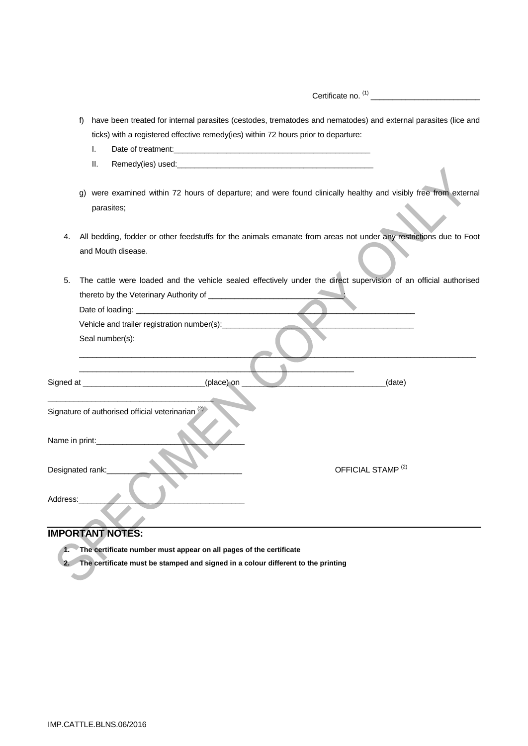Certificate no. [1] _________________________

f) have been treated for internal parasites (cestodes, trematodes and nematodes) and external parasites (lice and ticks) with a registered effective remedy(ies) within 72 hours prior to departure:

   I. Date of treatment:_____________________________________________

   II. Remedy(ies) used:_____________________________________________

g) were examined within 72 hours of departure; and were found clinically healthy and visibly free from external parasites;

4. All bedding, fodder or other feedstuffs for the animals emanate from areas not under any restrictions due to Foot and Mouth disease.

5. The cattle were loaded and the vehicle sealed effectively under the direct supervision of an official authorised thereto by the Veterinary Authority of _______________________________:

   Date of loading: _________________________________________________________________

   Vehicle and trailer registration number(s):_____________________________________________

   Seal number(s):

   _____________________________________________________________________________________________

   ________________________________________________________________

Signed at ____________________________(place) on _________________________________(date)

_______________________________________

Signature of authorised official veterinarian [2]

Name in print:__________________________________

Designated rank:_______________________________ OFFICIAL STAMP [2]

Address:______________________________________

## IMPORTANT NOTES:

1. **The certificate number must appear on all pages of the certificate**
2. **The certificate must be stamped and signed in a colour different to the printing**

IMP.CATTLE.BLNS.06/2016